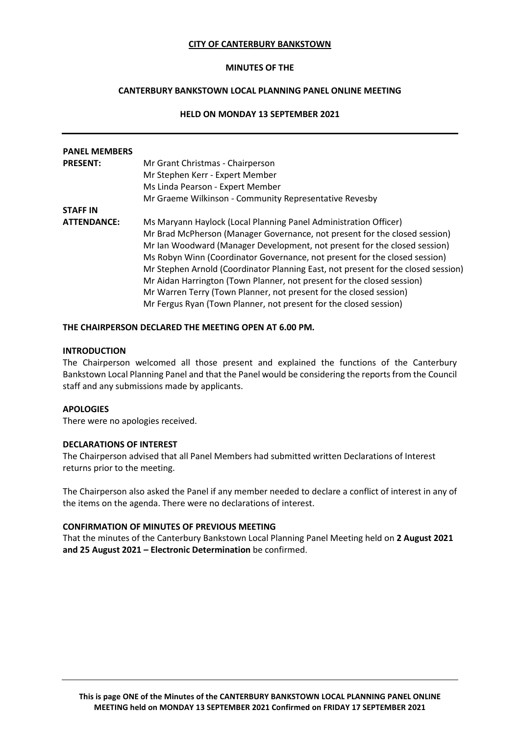**CITY OF CANTERBURY BANKSTOWN**

**MINUTES OF THE**

**CANTERBURY BANKSTOWN LOCAL PLANNING PANEL ONLINE MEETING**

**HELD ON MONDAY 13 SEPTEMBER 2021**

---

| | |
|---|---|
| **PANEL MEMBERS PRESENT:** | Mr Grant Christmas - Chairperson<br>Mr Stephen Kerr - Expert Member<br>Ms Linda Pearson - Expert Member<br>Mr Graeme Wilkinson - Community Representative Revesby |
| **STAFF IN ATTENDANCE:** | Ms Maryann Haylock (Local Planning Panel Administration Officer)<br>Mr Brad McPherson (Manager Governance, not present for the closed session)<br>Mr Ian Woodward (Manager Development, not present for the closed session)<br>Ms Robyn Winn (Coordinator Governance, not present for the closed session)<br>Mr Stephen Arnold (Coordinator Planning East, not present for the closed session)<br>Mr Aidan Harrington (Town Planner, not present for the closed session)<br>Mr Warren Terry (Town Planner, not present for the closed session)<br>Mr Fergus Ryan (Town Planner, not present for the closed session) |

**THE CHAIRPERSON DECLARED THE MEETING OPEN AT 6.00 PM.**

**INTRODUCTION**

The Chairperson welcomed all those present and explained the functions of the Canterbury Bankstown Local Planning Panel and that the Panel would be considering the reports from the Council staff and any submissions made by applicants.

**APOLOGIES**

There were no apologies received.

**DECLARATIONS OF INTEREST**

The Chairperson advised that all Panel Members had submitted written Declarations of Interest returns prior to the meeting.

The Chairperson also asked the Panel if any member needed to declare a conflict of interest in any of the items on the agenda. There were no declarations of interest.

**CONFIRMATION OF MINUTES OF PREVIOUS MEETING**

That the minutes of the Canterbury Bankstown Local Planning Panel Meeting held on **2 August 2021 and 25 August 2021 – Electronic Determination** be confirmed.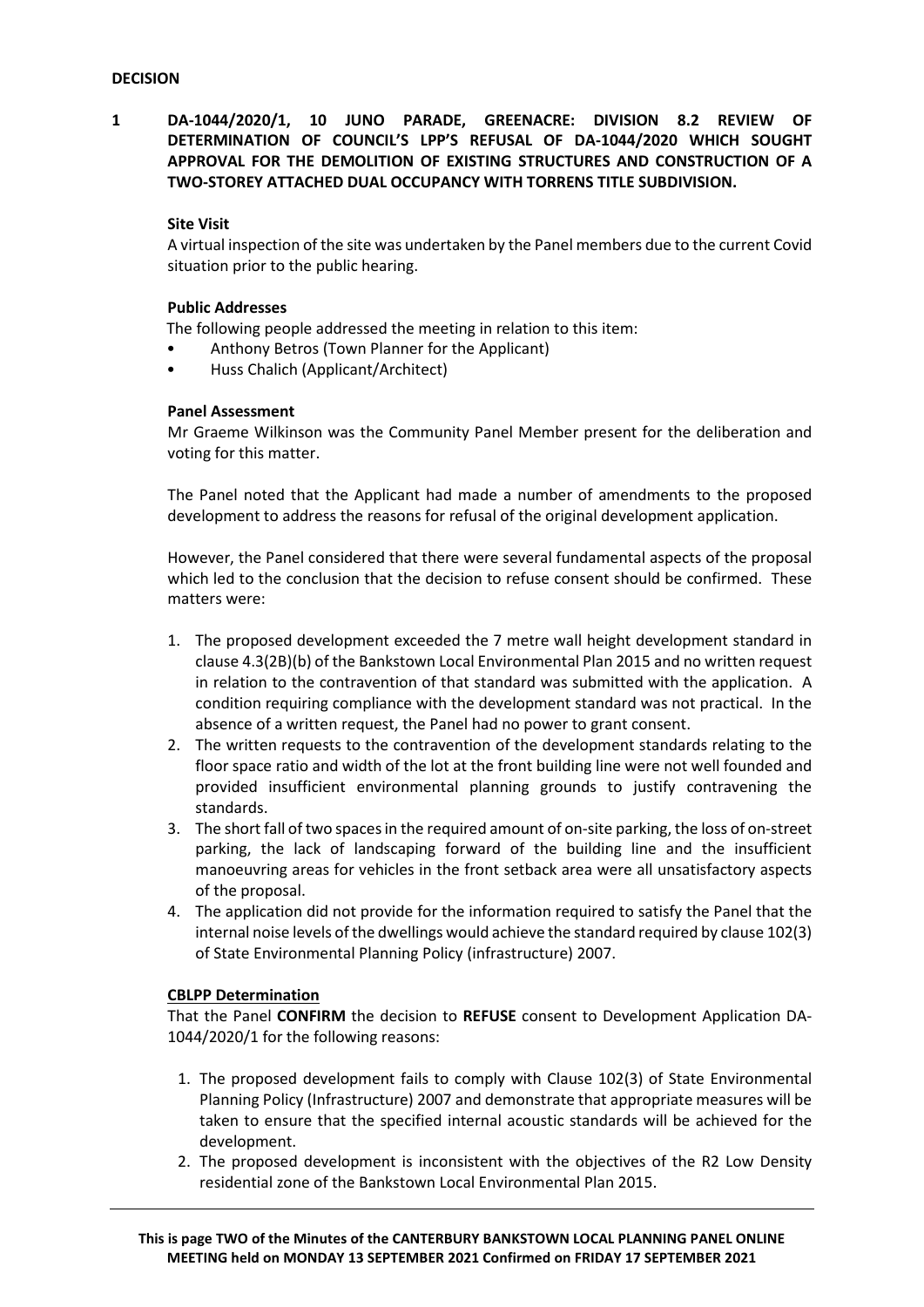**DECISION**

**1 DA-1044/2020/1, 10 JUNO PARADE, GREENACRE: DIVISION 8.2 REVIEW OF DETERMINATION OF COUNCIL'S LPP'S REFUSAL OF DA-1044/2020 WHICH SOUGHT APPROVAL FOR THE DEMOLITION OF EXISTING STRUCTURES AND CONSTRUCTION OF A TWO-STOREY ATTACHED DUAL OCCUPANCY WITH TORRENS TITLE SUBDIVISION.**

**Site Visit**

A virtual inspection of the site was undertaken by the Panel members due to the current Covid situation prior to the public hearing.

**Public Addresses**

The following people addressed the meeting in relation to this item:

- Anthony Betros (Town Planner for the Applicant)
- Huss Chalich (Applicant/Architect)

**Panel Assessment**

Mr Graeme Wilkinson was the Community Panel Member present for the deliberation and voting for this matter.

The Panel noted that the Applicant had made a number of amendments to the proposed development to address the reasons for refusal of the original development application.

However, the Panel considered that there were several fundamental aspects of the proposal which led to the conclusion that the decision to refuse consent should be confirmed. These matters were:

1. The proposed development exceeded the 7 metre wall height development standard in clause 4.3(2B)(b) of the Bankstown Local Environmental Plan 2015 and no written request in relation to the contravention of that standard was submitted with the application. A condition requiring compliance with the development standard was not practical. In the absence of a written request, the Panel had no power to grant consent.
2. The written requests to the contravention of the development standards relating to the floor space ratio and width of the lot at the front building line were not well founded and provided insufficient environmental planning grounds to justify contravening the standards.
3. The short fall of two spaces in the required amount of on-site parking, the loss of on-street parking, the lack of landscaping forward of the building line and the insufficient manoeuvring areas for vehicles in the front setback area were all unsatisfactory aspects of the proposal.
4. The application did not provide for the information required to satisfy the Panel that the internal noise levels of the dwellings would achieve the standard required by clause 102(3) of State Environmental Planning Policy (infrastructure) 2007.

**CBLPP Determination**

That the Panel **CONFIRM** the decision to **REFUSE** consent to Development Application DA-1044/2020/1 for the following reasons:

1. The proposed development fails to comply with Clause 102(3) of State Environmental Planning Policy (Infrastructure) 2007 and demonstrate that appropriate measures will be taken to ensure that the specified internal acoustic standards will be achieved for the development.
2. The proposed development is inconsistent with the objectives of the R2 Low Density residential zone of the Bankstown Local Environmental Plan 2015.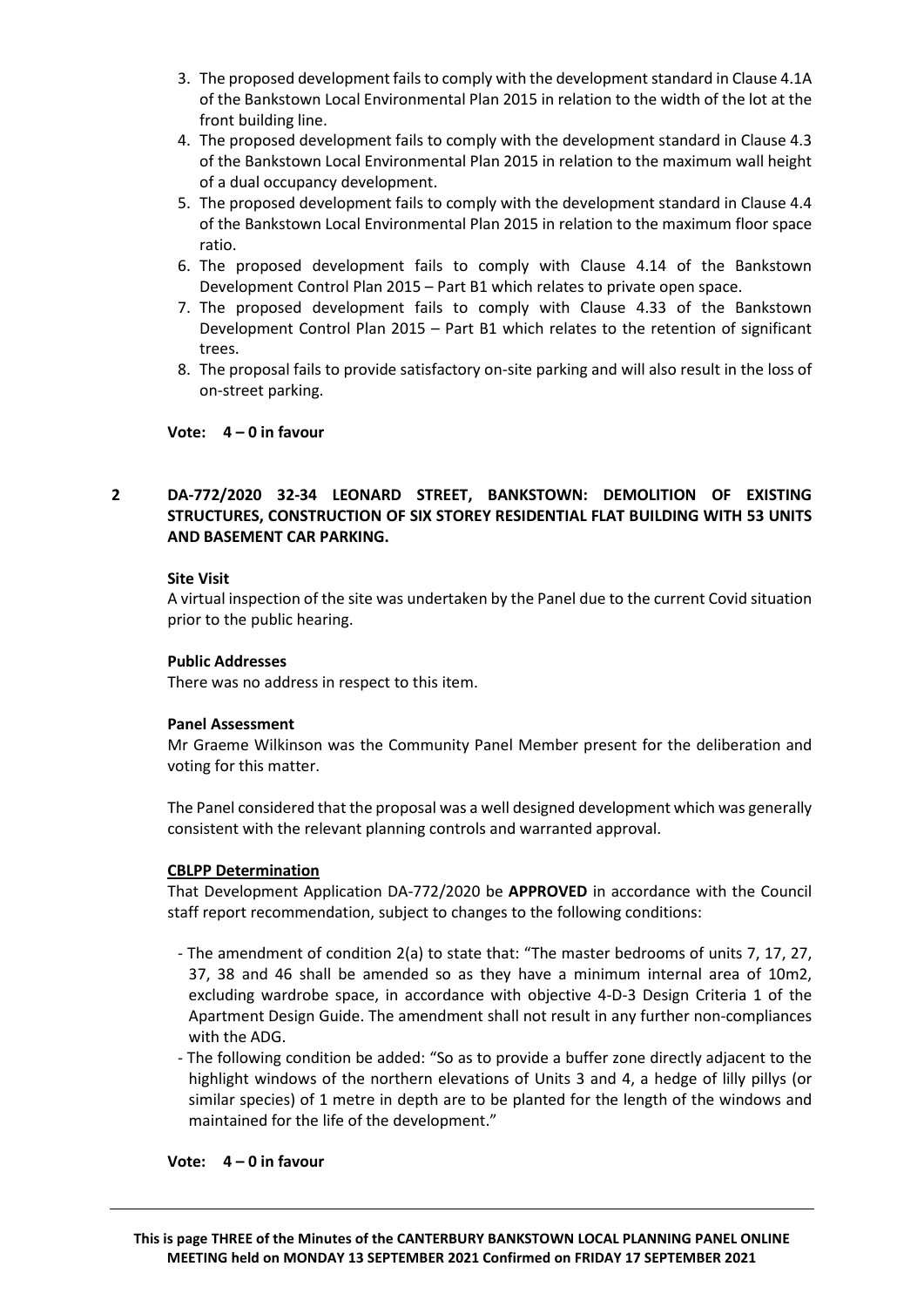3. The proposed development fails to comply with the development standard in Clause 4.1A of the Bankstown Local Environmental Plan 2015 in relation to the width of the lot at the front building line.
4. The proposed development fails to comply with the development standard in Clause 4.3 of the Bankstown Local Environmental Plan 2015 in relation to the maximum wall height of a dual occupancy development.
5. The proposed development fails to comply with the development standard in Clause 4.4 of the Bankstown Local Environmental Plan 2015 in relation to the maximum floor space ratio.
6. The proposed development fails to comply with Clause 4.14 of the Bankstown Development Control Plan 2015 – Part B1 which relates to private open space.
7. The proposed development fails to comply with Clause 4.33 of the Bankstown Development Control Plan 2015 – Part B1 which relates to the retention of significant trees.
8. The proposal fails to provide satisfactory on-site parking and will also result in the loss of on-street parking.

**Vote: 4 – 0 in favour**

## 2 DA-772/2020 32-34 LEONARD STREET, BANKSTOWN: DEMOLITION OF EXISTING STRUCTURES, CONSTRUCTION OF SIX STOREY RESIDENTIAL FLAT BUILDING WITH 53 UNITS AND BASEMENT CAR PARKING.

**Site Visit**

A virtual inspection of the site was undertaken by the Panel due to the current Covid situation prior to the public hearing.

**Public Addresses**

There was no address in respect to this item.

**Panel Assessment**

Mr Graeme Wilkinson was the Community Panel Member present for the deliberation and voting for this matter.

The Panel considered that the proposal was a well designed development which was generally consistent with the relevant planning controls and warranted approval.

**CBLPP Determination**

That Development Application DA-772/2020 be **APPROVED** in accordance with the Council staff report recommendation, subject to changes to the following conditions:

- The amendment of condition 2(a) to state that: "The master bedrooms of units 7, 17, 27, 37, 38 and 46 shall be amended so as they have a minimum internal area of 10m2, excluding wardrobe space, in accordance with objective 4-D-3 Design Criteria 1 of the Apartment Design Guide. The amendment shall not result in any further non-compliances with the ADG.
- The following condition be added: "So as to provide a buffer zone directly adjacent to the highlight windows of the northern elevations of Units 3 and 4, a hedge of lilly pillys (or similar species) of 1 metre in depth are to be planted for the length of the windows and maintained for the life of the development."

**Vote: 4 – 0 in favour**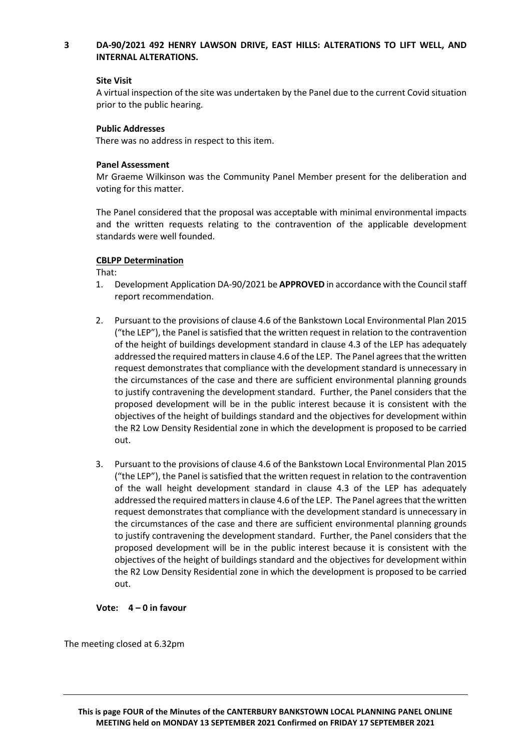## 3 DA-90/2021 492 HENRY LAWSON DRIVE, EAST HILLS: ALTERATIONS TO LIFT WELL, AND INTERNAL ALTERATIONS.

**Site Visit**

A virtual inspection of the site was undertaken by the Panel due to the current Covid situation prior to the public hearing.

**Public Addresses**

There was no address in respect to this item.

**Panel Assessment**

Mr Graeme Wilkinson was the Community Panel Member present for the deliberation and voting for this matter.

The Panel considered that the proposal was acceptable with minimal environmental impacts and the written requests relating to the contravention of the applicable development standards were well founded.

**CBLPP Determination**

That:

1. Development Application DA-90/2021 be **APPROVED** in accordance with the Council staff report recommendation.

2. Pursuant to the provisions of clause 4.6 of the Bankstown Local Environmental Plan 2015 ("the LEP"), the Panel is satisfied that the written request in relation to the contravention of the height of buildings development standard in clause 4.3 of the LEP has adequately addressed the required matters in clause 4.6 of the LEP. The Panel agrees that the written request demonstrates that compliance with the development standard is unnecessary in the circumstances of the case and there are sufficient environmental planning grounds to justify contravening the development standard. Further, the Panel considers that the proposed development will be in the public interest because it is consistent with the objectives of the height of buildings standard and the objectives for development within the R2 Low Density Residential zone in which the development is proposed to be carried out.

3. Pursuant to the provisions of clause 4.6 of the Bankstown Local Environmental Plan 2015 ("the LEP"), the Panel is satisfied that the written request in relation to the contravention of the wall height development standard in clause 4.3 of the LEP has adequately addressed the required matters in clause 4.6 of the LEP. The Panel agrees that the written request demonstrates that compliance with the development standard is unnecessary in the circumstances of the case and there are sufficient environmental planning grounds to justify contravening the development standard. Further, the Panel considers that the proposed development will be in the public interest because it is consistent with the objectives of the height of buildings standard and the objectives for development within the R2 Low Density Residential zone in which the development is proposed to be carried out.

**Vote: 4 – 0 in favour**

The meeting closed at 6.32pm

**This is page FOUR of the Minutes of the CANTERBURY BANKSTOWN LOCAL PLANNING PANEL ONLINE MEETING held on MONDAY 13 SEPTEMBER 2021 Confirmed on FRIDAY 17 SEPTEMBER 2021**